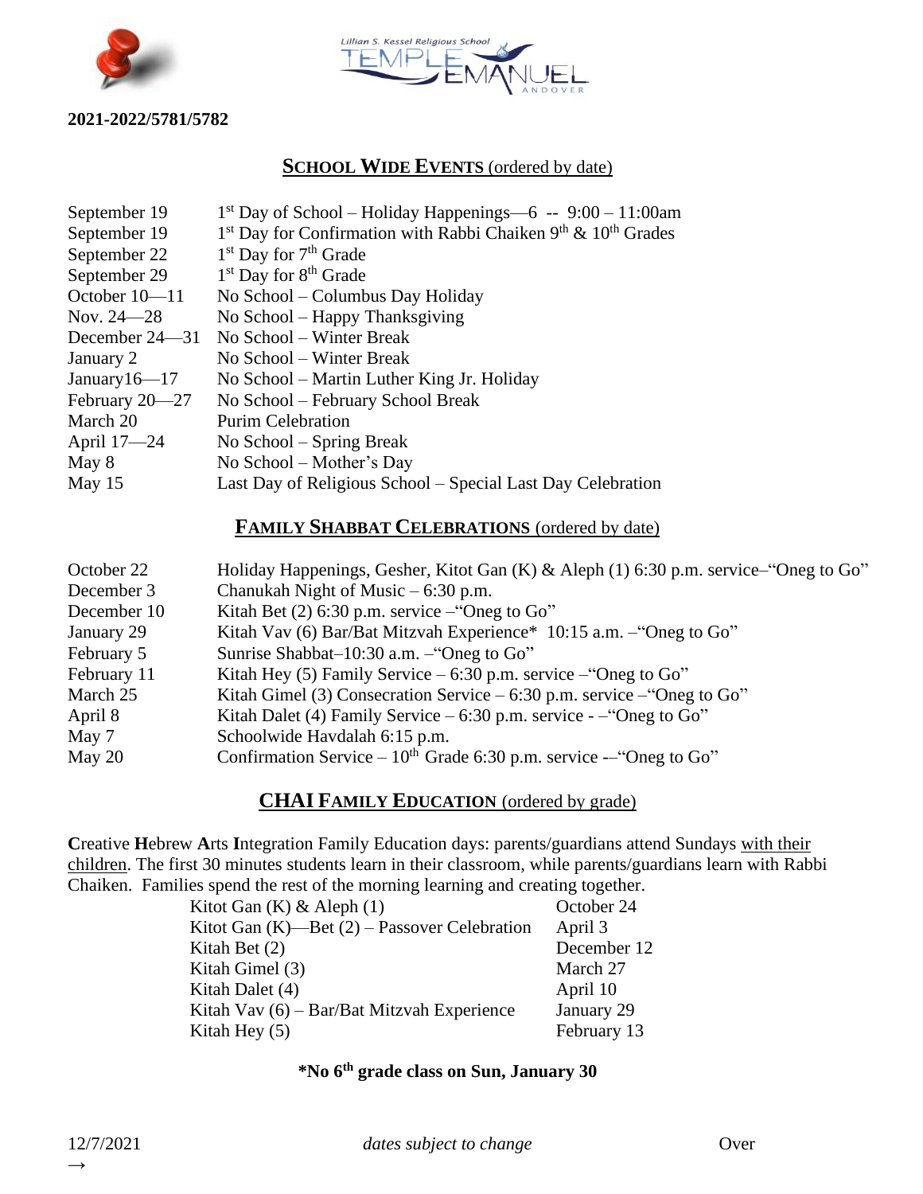Lillian S. Kessel Religious School
TEMPLE EMANUEL
ANDOVER

**2021-2022/5781/5782**

## SCHOOL WIDE EVENTS (ordered by date)

| | |
|---|---|
| September 19 | 1st Day of School – Holiday Happenings—6 -- 9:00 – 11:00am |
| September 19 | 1st Day for Confirmation with Rabbi Chaiken 9th & 10th Grades |
| September 22 | 1st Day for 7th Grade |
| September 29 | 1st Day for 8th Grade |
| October 10—11 | No School – Columbus Day Holiday |
| Nov. 24—28 | No School – Happy Thanksgiving |
| December 24—31 | No School – Winter Break |
| January 2 | No School – Winter Break |
| January16—17 | No School – Martin Luther King Jr. Holiday |
| February 20—27 | No School – February School Break |
| March 20 | Purim Celebration |
| April 17—24 | No School – Spring Break |
| May 8 | No School – Mother's Day |
| May 15 | Last Day of Religious School – Special Last Day Celebration |

## FAMILY SHABBAT CELEBRATIONS (ordered by date)

| | |
|---|---|
| October 22 | Holiday Happenings, Gesher, Kitot Gan (K) & Aleph (1) 6:30 p.m. service–"Oneg to Go" |
| December 3 | Chanukah Night of Music – 6:30 p.m. |
| December 10 | Kitah Bet (2) 6:30 p.m. service –"Oneg to Go" |
| January 29 | Kitah Vav (6) Bar/Bat Mitzvah Experience* 10:15 a.m. –"Oneg to Go" |
| February 5 | Sunrise Shabbat–10:30 a.m. –"Oneg to Go" |
| February 11 | Kitah Hey (5) Family Service – 6:30 p.m. service –"Oneg to Go" |
| March 25 | Kitah Gimel (3) Consecration Service – 6:30 p.m. service –"Oneg to Go" |
| April 8 | Kitah Dalet (4) Family Service – 6:30 p.m. service - –"Oneg to Go" |
| May 7 | Schoolwide Havdalah 6:15 p.m. |
| May 20 | Confirmation Service – 10th Grade 6:30 p.m. service -–"Oneg to Go" |

## CHAI FAMILY EDUCATION (ordered by grade)

**C**reative **H**ebrew **A**rts **I**ntegration Family Education days: parents/guardians attend Sundays with their children. The first 30 minutes students learn in their classroom, while parents/guardians learn with Rabbi Chaiken. Families spend the rest of the morning learning and creating together.

| | |
|---|---|
| Kitot Gan (K) & Aleph (1) | October 24 |
| Kitot Gan (K)—Bet (2) – Passover Celebration | April 3 |
| Kitah Bet (2) | December 12 |
| Kitah Gimel (3) | March 27 |
| Kitah Dalet (4) | April 10 |
| Kitah Vav (6) – Bar/Bat Mitzvah Experience | January 29 |
| Kitah Hey (5) | February 13 |

**\*No 6th grade class on Sun, January 30**

12/7/2021 *dates subject to change* Over →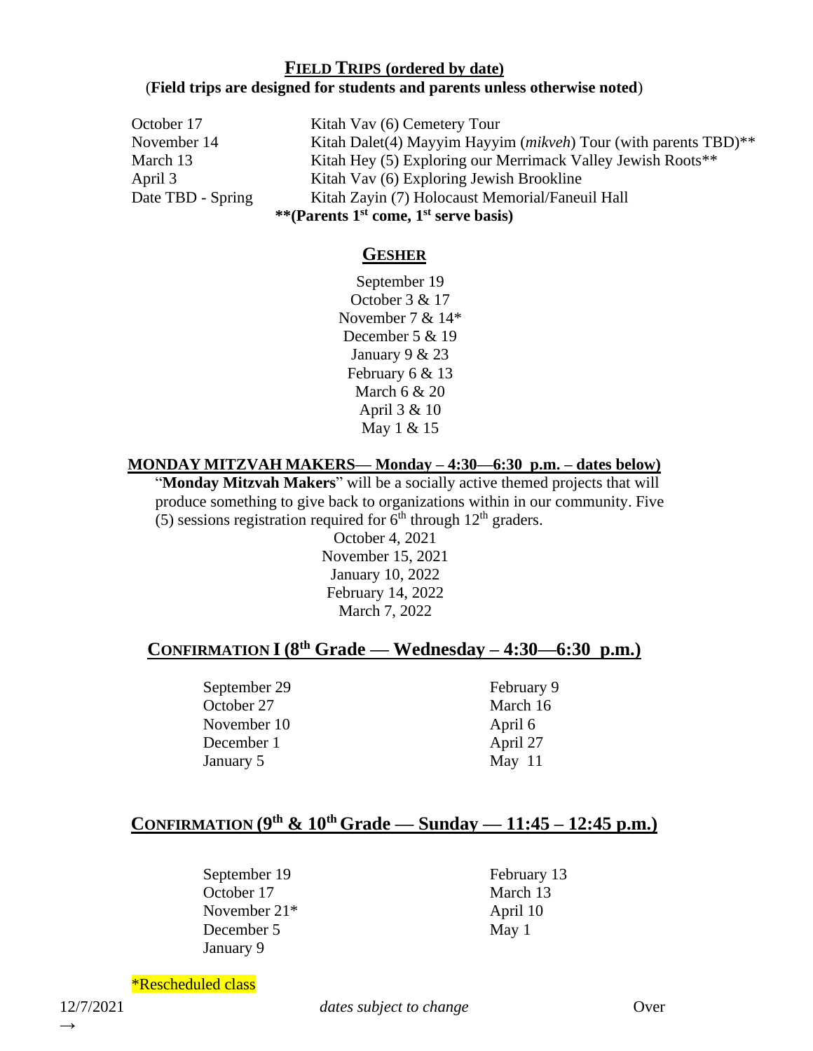## FIELD TRIPS (ordered by date)

(**Field trips are designed for students and parents unless otherwise noted**)

| | |
|---|---|
| October 17 | Kitah Vav (6) Cemetery Tour |
| November 14 | Kitah Dalet(4) Mayyim Hayyim (*mikveh*) Tour (with parents TBD)** |
| March 13 | Kitah Hey (5) Exploring our Merrimack Valley Jewish Roots** |
| April 3 | Kitah Vav (6) Exploring Jewish Brookline |
| Date TBD - Spring | Kitah Zayin (7) Holocaust Memorial/Faneuil Hall |

**(Parents 1st come, 1st serve basis)**

## GESHER

September 19
October 3 & 17
November 7 & 14*
December 5 & 19
January 9 & 23
February 6 & 13
March 6 & 20
April 3 & 10
May 1 & 15

## MONDAY MITZVAH MAKERS— Monday – 4:30—6:30 p.m. – dates below)

"**Monday Mitzvah Makers**" will be a socially active themed projects that will produce something to give back to organizations within in our community. Five (5) sessions registration required for 6th through 12th graders.

October 4, 2021
November 15, 2021
January 10, 2022
February 14, 2022
March 7, 2022

## CONFIRMATION I (8th Grade — Wednesday – 4:30—6:30 p.m.)

September 29
October 27
November 10
December 1
January 5
February 9
March 16
April 6
April 27
May 11

## CONFIRMATION (9th & 10th Grade — Sunday — 11:45 – 12:45 p.m.)

September 19
October 17
November 21*
December 5
January 9
February 13
March 13
April 10
May 1

*Rescheduled class

12/7/2021 *dates subject to change* Over →